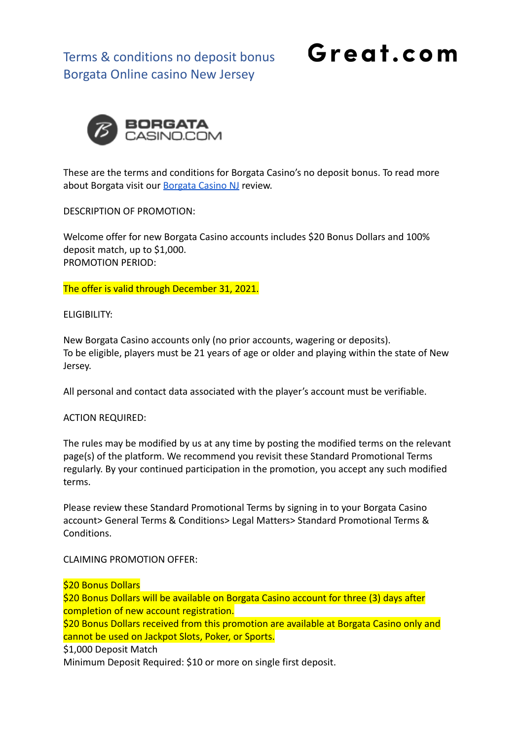# Terms & conditions no deposit bonus Borgata Online casino New Jersey

Great.com

BORGATA CASINO.COM

These are the terms and conditions for Borgata Casino's no deposit bonus. To read more about Borgata visit our [Borgata Casino NJ](#) review.

DESCRIPTION OF PROMOTION:

Welcome offer for new Borgata Casino accounts includes $20 Bonus Dollars and 100% deposit match, up to $1,000.
PROMOTION PERIOD:

The offer is valid through December 31, 2021.

ELIGIBILITY:

New Borgata Casino accounts only (no prior accounts, wagering or deposits).
To be eligible, players must be 21 years of age or older and playing within the state of New Jersey.

All personal and contact data associated with the player's account must be verifiable.

ACTION REQUIRED:

The rules may be modified by us at any time by posting the modified terms on the relevant page(s) of the platform. We recommend you revisit these Standard Promotional Terms regularly. By your continued participation in the promotion, you accept any such modified terms.

Please review these Standard Promotional Terms by signing in to your Borgata Casino account> General Terms & Conditions> Legal Matters> Standard Promotional Terms & Conditions.

CLAIMING PROMOTION OFFER:

$20 Bonus Dollars
$20 Bonus Dollars will be available on Borgata Casino account for three (3) days after completion of new account registration.
$20 Bonus Dollars received from this promotion are available at Borgata Casino only and cannot be used on Jackpot Slots, Poker, or Sports.
$1,000 Deposit Match
Minimum Deposit Required: $10 or more on single first deposit.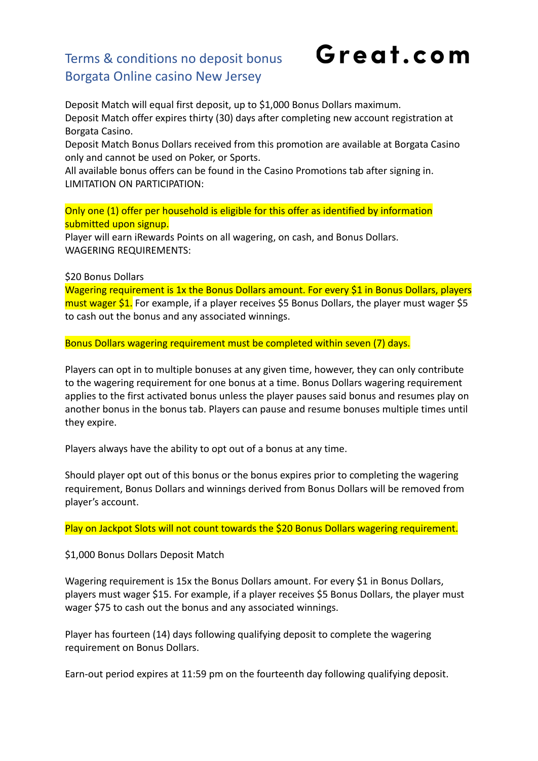## Terms & conditions no deposit bonus Borgata Online casino New Jersey

**Great.com**

Deposit Match will equal first deposit, up to $1,000 Bonus Dollars maximum.
Deposit Match offer expires thirty (30) days after completing new account registration at Borgata Casino.
Deposit Match Bonus Dollars received from this promotion are available at Borgata Casino only and cannot be used on Poker, or Sports.
All available bonus offers can be found in the Casino Promotions tab after signing in.
LIMITATION ON PARTICIPATION:

Only one (1) offer per household is eligible for this offer as identified by information submitted upon signup.
Player will earn iRewards Points on all wagering, on cash, and Bonus Dollars.
WAGERING REQUIREMENTS:

$20 Bonus Dollars
Wagering requirement is 1x the Bonus Dollars amount. For every $1 in Bonus Dollars, players must wager $1. For example, if a player receives $5 Bonus Dollars, the player must wager $5 to cash out the bonus and any associated winnings.

Bonus Dollars wagering requirement must be completed within seven (7) days.

Players can opt in to multiple bonuses at any given time, however, they can only contribute to the wagering requirement for one bonus at a time. Bonus Dollars wagering requirement applies to the first activated bonus unless the player pauses said bonus and resumes play on another bonus in the bonus tab. Players can pause and resume bonuses multiple times until they expire.

Players always have the ability to opt out of a bonus at any time.

Should player opt out of this bonus or the bonus expires prior to completing the wagering requirement, Bonus Dollars and winnings derived from Bonus Dollars will be removed from player's account.

Play on Jackpot Slots will not count towards the $20 Bonus Dollars wagering requirement.

$1,000 Bonus Dollars Deposit Match

Wagering requirement is 15x the Bonus Dollars amount. For every $1 in Bonus Dollars, players must wager $15. For example, if a player receives $5 Bonus Dollars, the player must wager $75 to cash out the bonus and any associated winnings.

Player has fourteen (14) days following qualifying deposit to complete the wagering requirement on Bonus Dollars.

Earn-out period expires at 11:59 pm on the fourteenth day following qualifying deposit.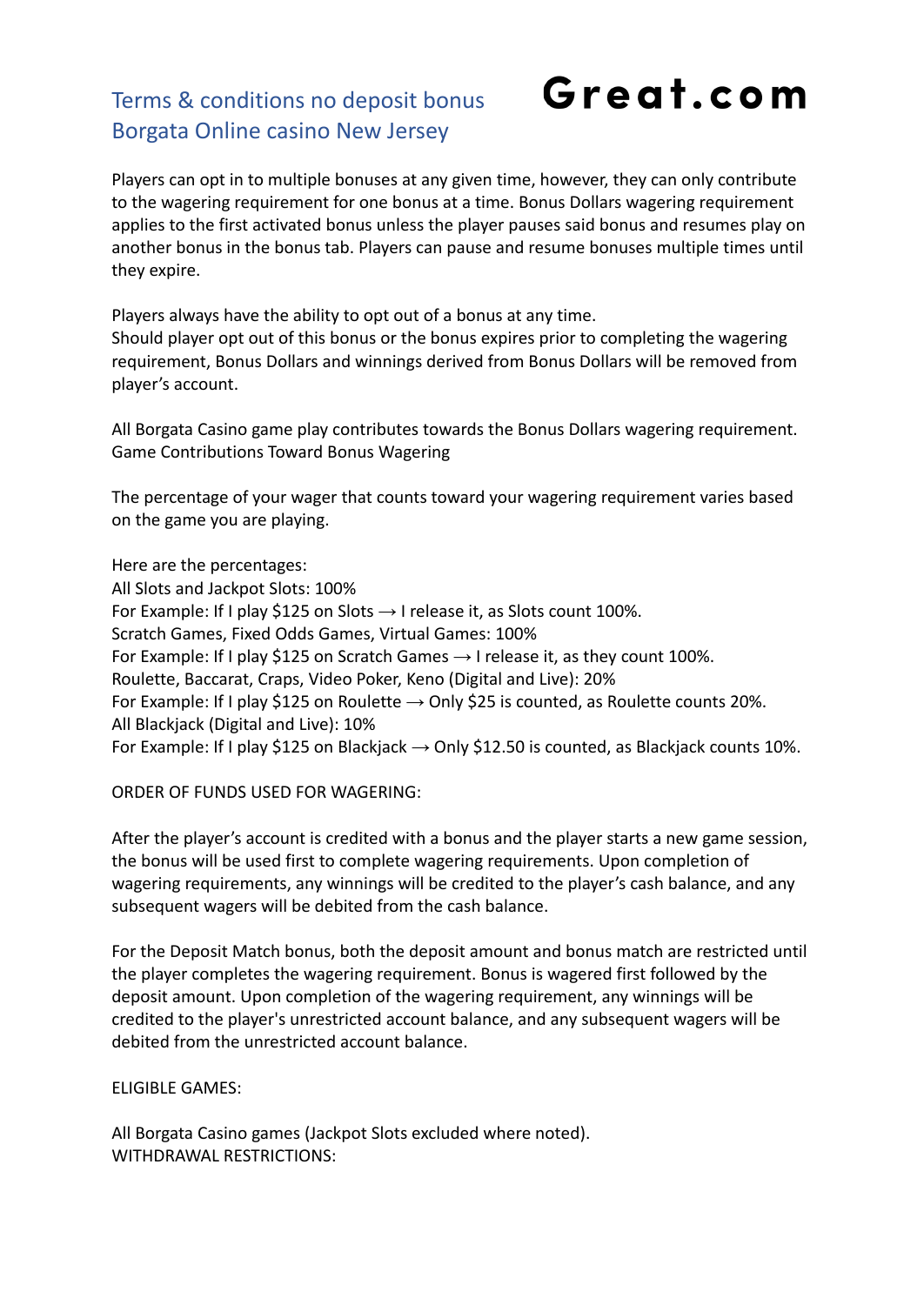# Terms & conditions no deposit bonus Borgata Online casino New Jersey

**Great.com**

Players can opt in to multiple bonuses at any given time, however, they can only contribute to the wagering requirement for one bonus at a time. Bonus Dollars wagering requirement applies to the first activated bonus unless the player pauses said bonus and resumes play on another bonus in the bonus tab. Players can pause and resume bonuses multiple times until they expire.

Players always have the ability to opt out of a bonus at any time.
Should player opt out of this bonus or the bonus expires prior to completing the wagering requirement, Bonus Dollars and winnings derived from Bonus Dollars will be removed from player's account.

All Borgata Casino game play contributes towards the Bonus Dollars wagering requirement.
Game Contributions Toward Bonus Wagering

The percentage of your wager that counts toward your wagering requirement varies based on the game you are playing.

Here are the percentages:
All Slots and Jackpot Slots: 100%
For Example: If I play $125 on Slots → I release it, as Slots count 100%.
Scratch Games, Fixed Odds Games, Virtual Games: 100%
For Example: If I play $125 on Scratch Games → I release it, as they count 100%.
Roulette, Baccarat, Craps, Video Poker, Keno (Digital and Live): 20%
For Example: If I play $125 on Roulette → Only $25 is counted, as Roulette counts 20%.
All Blackjack (Digital and Live): 10%
For Example: If I play $125 on Blackjack → Only $12.50 is counted, as Blackjack counts 10%.

ORDER OF FUNDS USED FOR WAGERING:

After the player's account is credited with a bonus and the player starts a new game session, the bonus will be used first to complete wagering requirements. Upon completion of wagering requirements, any winnings will be credited to the player's cash balance, and any subsequent wagers will be debited from the cash balance.

For the Deposit Match bonus, both the deposit amount and bonus match are restricted until the player completes the wagering requirement. Bonus is wagered first followed by the deposit amount. Upon completion of the wagering requirement, any winnings will be credited to the player's unrestricted account balance, and any subsequent wagers will be debited from the unrestricted account balance.

ELIGIBLE GAMES:

All Borgata Casino games (Jackpot Slots excluded where noted).
WITHDRAWAL RESTRICTIONS: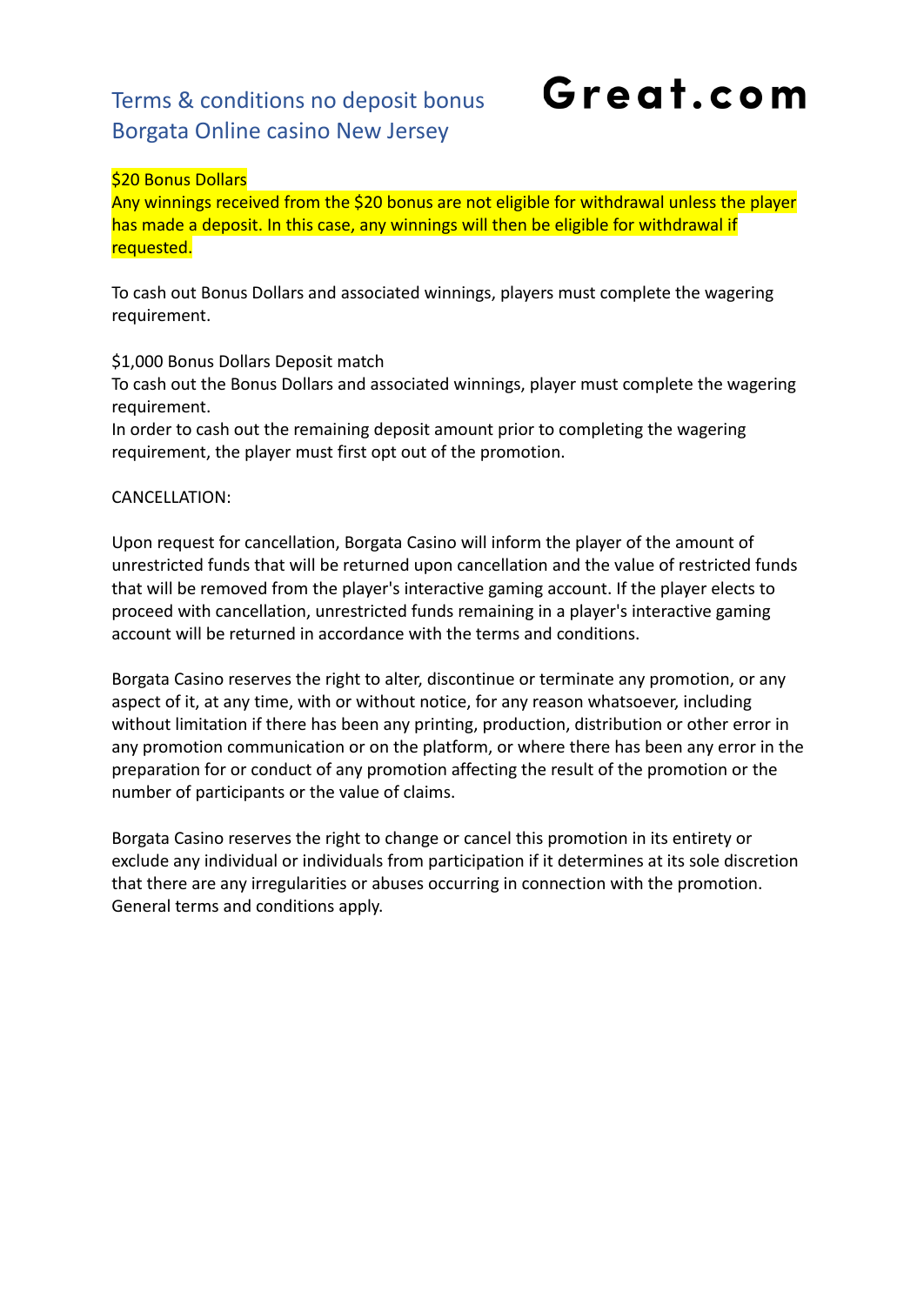## Terms & conditions no deposit bonus Borgata Online casino New Jersey

**Great.com**

$20 Bonus Dollars
Any winnings received from the $20 bonus are not eligible for withdrawal unless the player has made a deposit. In this case, any winnings will then be eligible for withdrawal if requested.

To cash out Bonus Dollars and associated winnings, players must complete the wagering requirement.

$1,000 Bonus Dollars Deposit match
To cash out the Bonus Dollars and associated winnings, player must complete the wagering requirement.
In order to cash out the remaining deposit amount prior to completing the wagering requirement, the player must first opt out of the promotion.

CANCELLATION:

Upon request for cancellation, Borgata Casino will inform the player of the amount of unrestricted funds that will be returned upon cancellation and the value of restricted funds that will be removed from the player's interactive gaming account. If the player elects to proceed with cancellation, unrestricted funds remaining in a player's interactive gaming account will be returned in accordance with the terms and conditions.

Borgata Casino reserves the right to alter, discontinue or terminate any promotion, or any aspect of it, at any time, with or without notice, for any reason whatsoever, including without limitation if there has been any printing, production, distribution or other error in any promotion communication or on the platform, or where there has been any error in the preparation for or conduct of any promotion affecting the result of the promotion or the number of participants or the value of claims.

Borgata Casino reserves the right to change or cancel this promotion in its entirety or exclude any individual or individuals from participation if it determines at its sole discretion that there are any irregularities or abuses occurring in connection with the promotion. General terms and conditions apply.